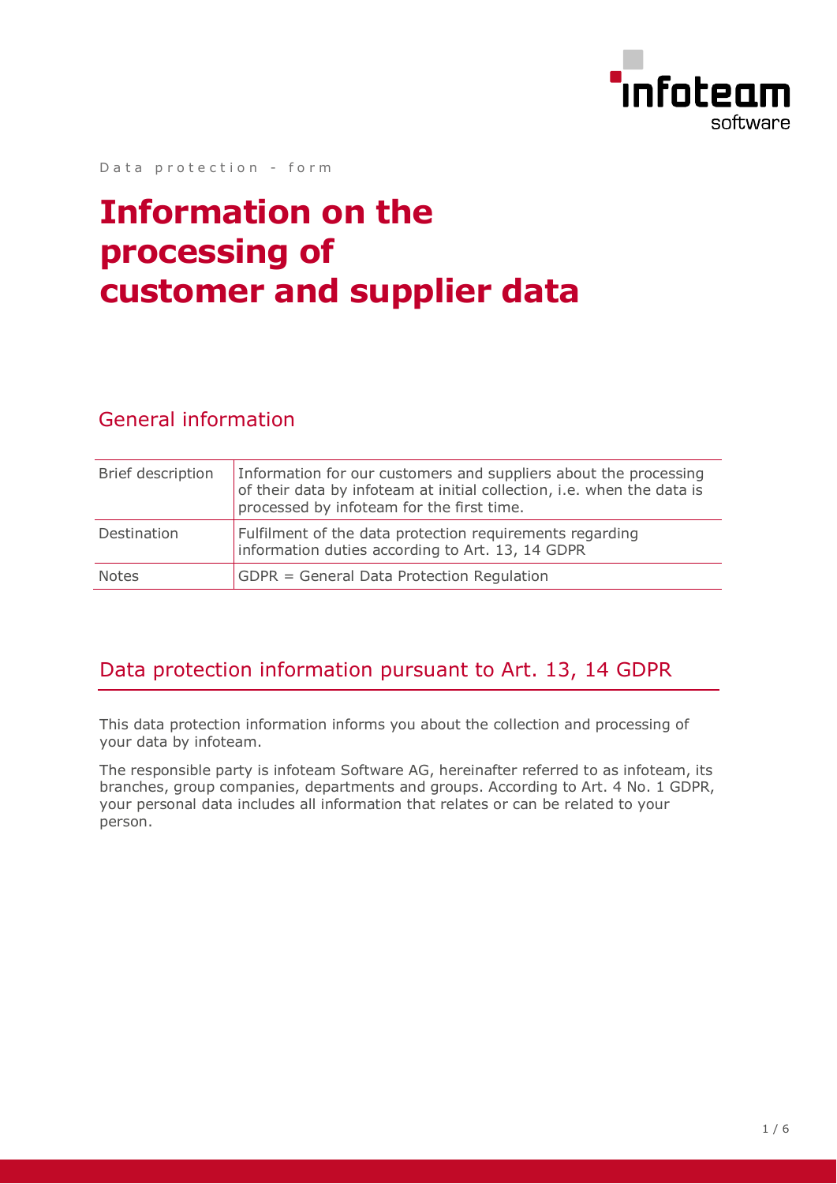Data protection - form

# Information on the processing of customer and supplier data

## General information

| | |
|---|---|
| Brief description | Information for our customers and suppliers about the processing of their data by infoteam at initial collection, i.e. when the data is processed by infoteam for the first time. |
| Destination | Fulfilment of the data protection requirements regarding information duties according to Art. 13, 14 GDPR |
| Notes | GDPR = General Data Protection Regulation |

## Data protection information pursuant to Art. 13, 14 GDPR

This data protection information informs you about the collection and processing of your data by infoteam.

The responsible party is infoteam Software AG, hereinafter referred to as infoteam, its branches, group companies, departments and groups. According to Art. 4 No. 1 GDPR, your personal data includes all information that relates or can be related to your person.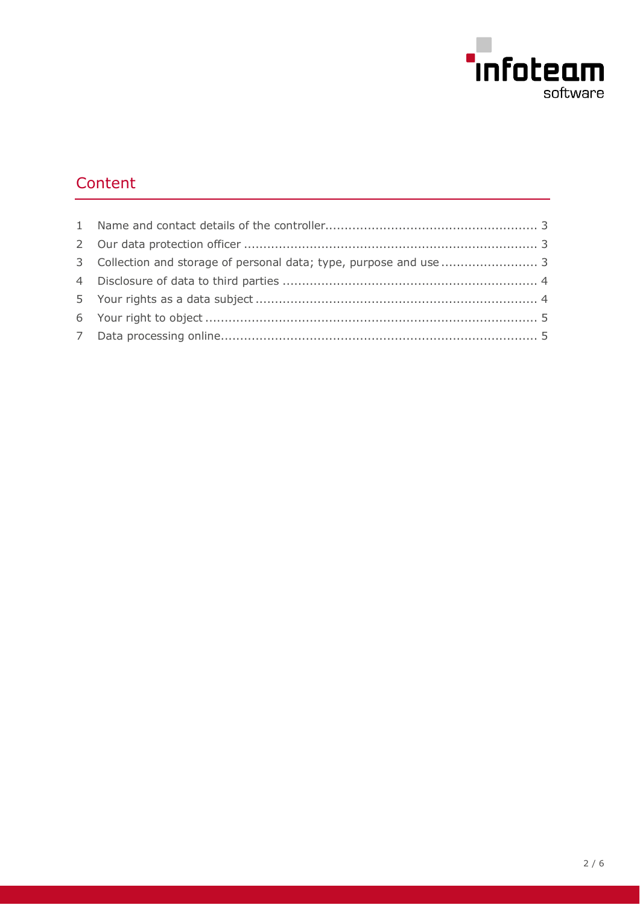# Content

1 Name and contact details of the controller ........ 3
2 Our data protection officer ........ 3
3 Collection and storage of personal data; type, purpose and use ........ 3
4 Disclosure of data to third parties ........ 4
5 Your rights as a data subject ........ 4
6 Your right to object ........ 5
7 Data processing online ........ 5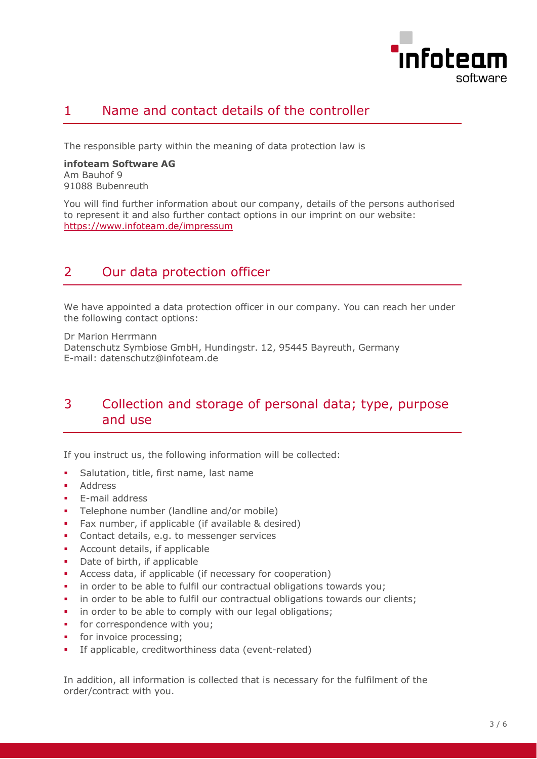## 1 Name and contact details of the controller

The responsible party within the meaning of data protection law is

**infoteam Software AG**
Am Bauhof 9
91088 Bubenreuth

You will find further information about our company, details of the persons authorised to represent it and also further contact options in our imprint on our website: https://www.infoteam.de/impressum

## 2 Our data protection officer

We have appointed a data protection officer in our company. You can reach her under the following contact options:

Dr Marion Herrmann
Datenschutz Symbiose GmbH, Hundingstr. 12, 95445 Bayreuth, Germany
E-mail: datenschutz@infoteam.de

## 3 Collection and storage of personal data; type, purpose and use

If you instruct us, the following information will be collected:

- Salutation, title, first name, last name
- Address
- E-mail address
- Telephone number (landline and/or mobile)
- Fax number, if applicable (if available & desired)
- Contact details, e.g. to messenger services
- Account details, if applicable
- Date of birth, if applicable
- Access data, if applicable (if necessary for cooperation)
- in order to be able to fulfil our contractual obligations towards you;
- in order to be able to fulfil our contractual obligations towards our clients;
- in order to be able to comply with our legal obligations;
- for correspondence with you;
- for invoice processing;
- If applicable, creditworthiness data (event-related)

In addition, all information is collected that is necessary for the fulfilment of the order/contract with you.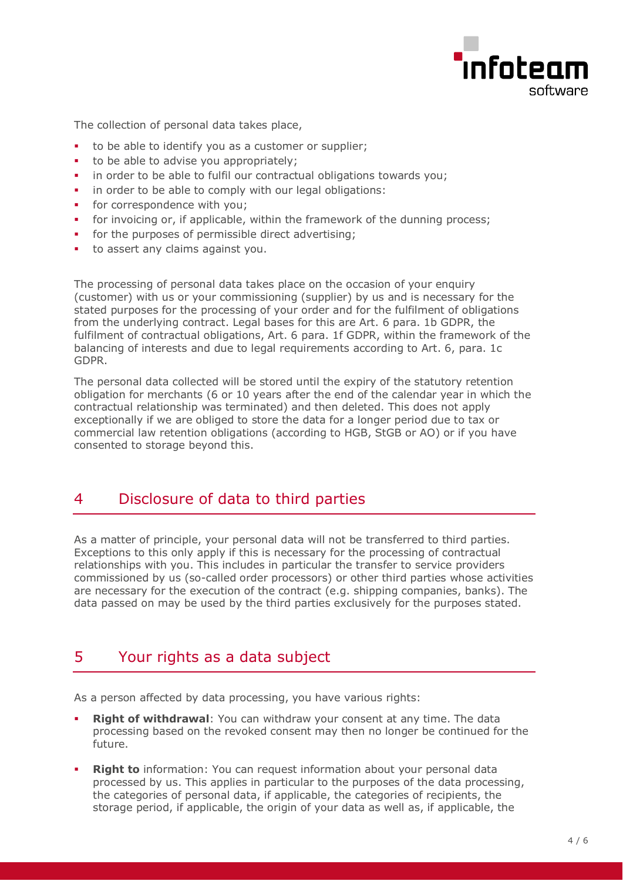The collection of personal data takes place,

- to be able to identify you as a customer or supplier;
- to be able to advise you appropriately;
- in order to be able to fulfil our contractual obligations towards you;
- in order to be able to comply with our legal obligations:
- for correspondence with you;
- for invoicing or, if applicable, within the framework of the dunning process;
- for the purposes of permissible direct advertising;
- to assert any claims against you.

The processing of personal data takes place on the occasion of your enquiry (customer) with us or your commissioning (supplier) by us and is necessary for the stated purposes for the processing of your order and for the fulfilment of obligations from the underlying contract. Legal bases for this are Art. 6 para. 1b GDPR, the fulfilment of contractual obligations, Art. 6 para. 1f GDPR, within the framework of the balancing of interests and due to legal requirements according to Art. 6, para. 1c GDPR.

The personal data collected will be stored until the expiry of the statutory retention obligation for merchants (6 or 10 years after the end of the calendar year in which the contractual relationship was terminated) and then deleted. This does not apply exceptionally if we are obliged to store the data for a longer period due to tax or commercial law retention obligations (according to HGB, StGB or AO) or if you have consented to storage beyond this.

## 4 Disclosure of data to third parties

As a matter of principle, your personal data will not be transferred to third parties. Exceptions to this only apply if this is necessary for the processing of contractual relationships with you. This includes in particular the transfer to service providers commissioned by us (so-called order processors) or other third parties whose activities are necessary for the execution of the contract (e.g. shipping companies, banks). The data passed on may be used by the third parties exclusively for the purposes stated.

## 5 Your rights as a data subject

As a person affected by data processing, you have various rights:

- **Right of withdrawal**: You can withdraw your consent at any time. The data processing based on the revoked consent may then no longer be continued for the future.

- **Right to** information: You can request information about your personal data processed by us. This applies in particular to the purposes of the data processing, the categories of personal data, if applicable, the categories of recipients, the storage period, if applicable, the origin of your data as well as, if applicable, the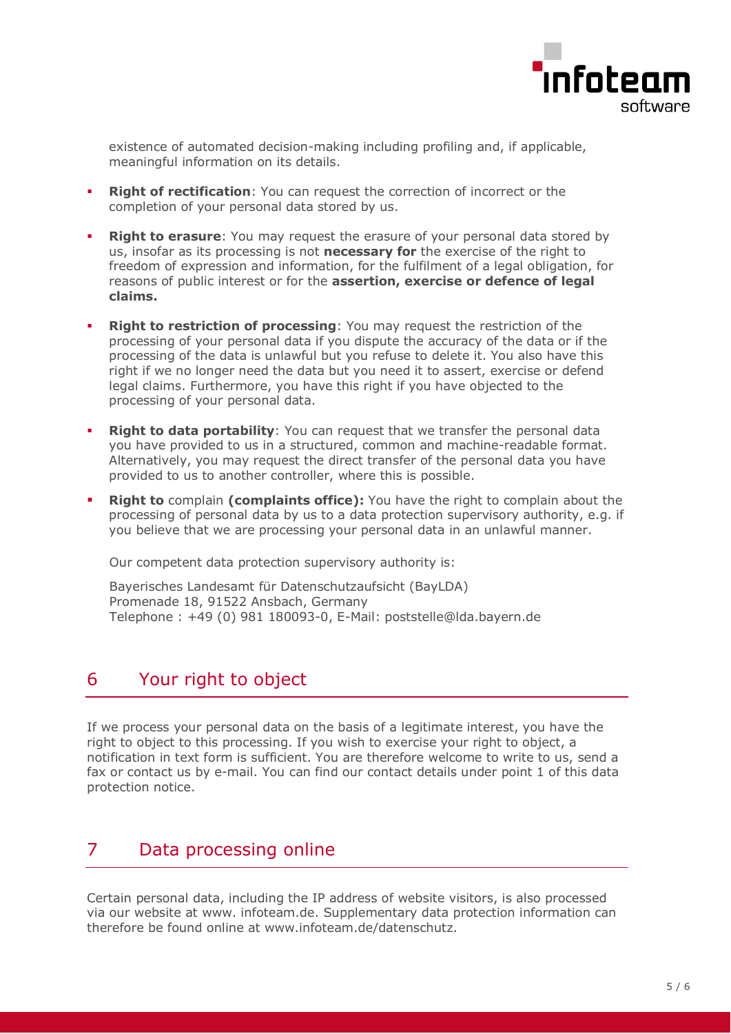existence of automated decision-making including profiling and, if applicable, meaningful information on its details.

- **Right of rectification**: You can request the correction of incorrect or the completion of your personal data stored by us.
- **Right to erasure**: You may request the erasure of your personal data stored by us, insofar as its processing is not **necessary for** the exercise of the right to freedom of expression and information, for the fulfilment of a legal obligation, for reasons of public interest or for the **assertion, exercise or defence of legal claims.**
- **Right to restriction of processing**: You may request the restriction of the processing of your personal data if you dispute the accuracy of the data or if the processing of the data is unlawful but you refuse to delete it. You also have this right if we no longer need the data but you need it to assert, exercise or defend legal claims. Furthermore, you have this right if you have objected to the processing of your personal data.
- **Right to data portability**: You can request that we transfer the personal data you have provided to us in a structured, common and machine-readable format. Alternatively, you may request the direct transfer of the personal data you have provided to us to another controller, where this is possible.
- **Right to** complain **(complaints office):** You have the right to complain about the processing of personal data by us to a data protection supervisory authority, e.g. if you believe that we are processing your personal data in an unlawful manner.

  Our competent data protection supervisory authority is:

  Bayerisches Landesamt für Datenschutzaufsicht (BayLDA)
  Promenade 18, 91522 Ansbach, Germany
  Telephone : +49 (0) 981 180093-0, E-Mail: poststelle@lda.bayern.de

## 6 Your right to object

If we process your personal data on the basis of a legitimate interest, you have the right to object to this processing. If you wish to exercise your right to object, a notification in text form is sufficient. You are therefore welcome to write to us, send a fax or contact us by e-mail. You can find our contact details under point 1 of this data protection notice.

## 7 Data processing online

Certain personal data, including the IP address of website visitors, is also processed via our website at www. infoteam.de. Supplementary data protection information can therefore be found online at www.infoteam.de/datenschutz.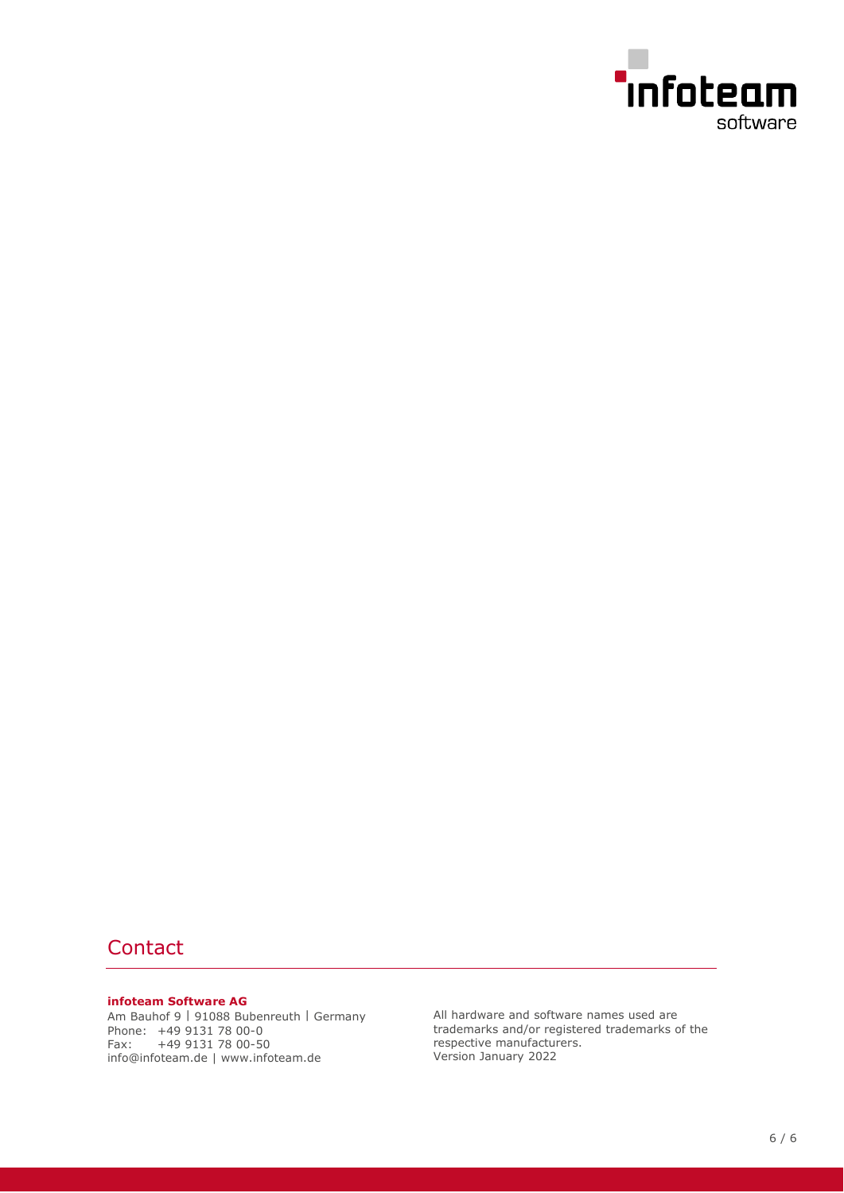## Contact

**infoteam Software AG**
Am Bauhof 9 | 91088 Bubenreuth | Germany
Phone: +49 9131 78 00-0
Fax: +49 9131 78 00-50
info@infoteam.de | www.infoteam.de

All hardware and software names used are trademarks and/or registered trademarks of the respective manufacturers.
Version January 2022